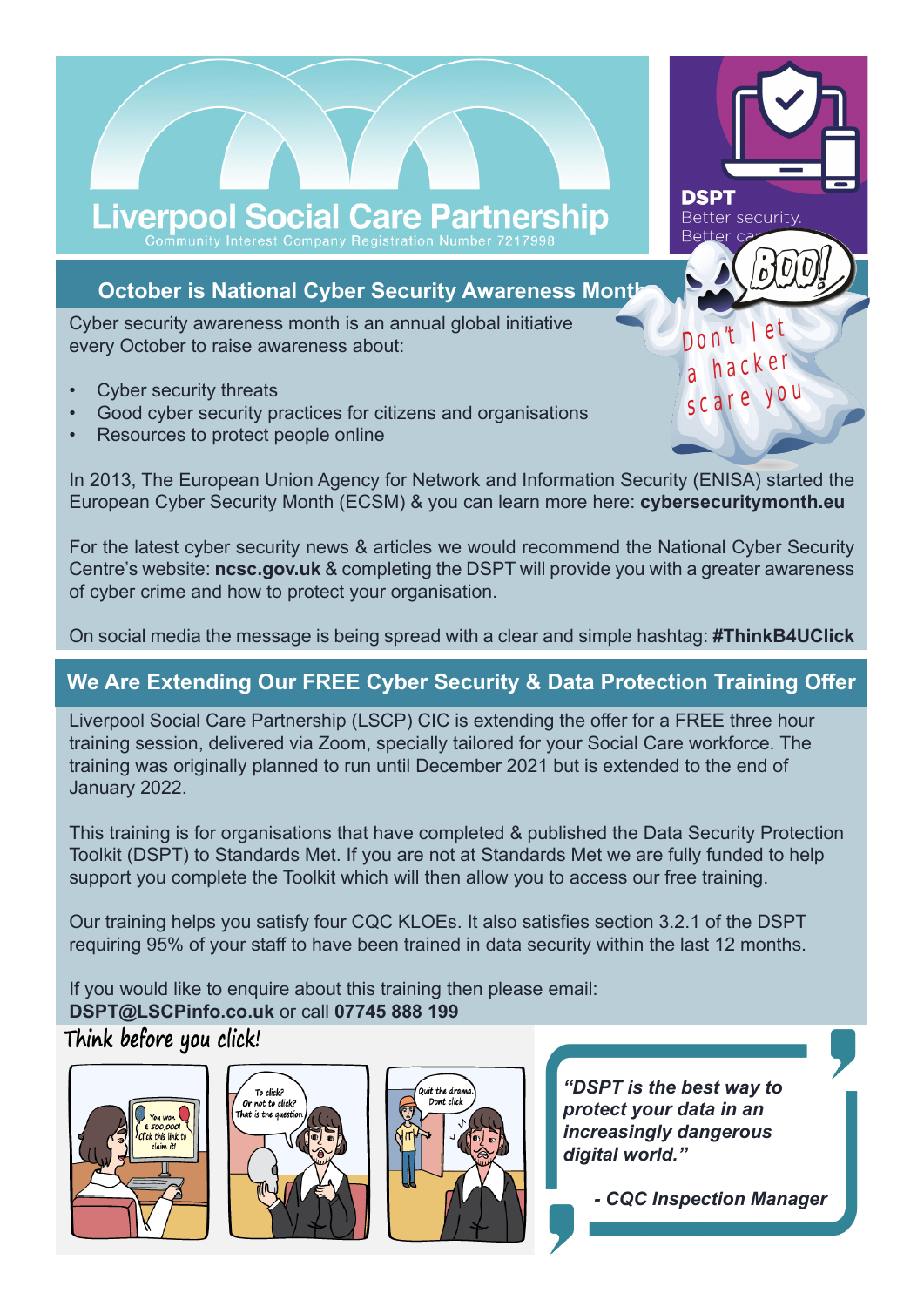# Liverpool Social Care Partnership

Community Interest Company Registration Number 7217998

DSPT
Better security.
Better ca...

BOO!

Don't let a hacker scare you

## October is National Cyber Security Awareness Month

Cyber security awareness month is an annual global initiative every October to raise awareness about:

- Cyber security threats
- Good cyber security practices for citizens and organisations
- Resources to protect people online

In 2013, The European Union Agency for Network and Information Security (ENISA) started the European Cyber Security Month (ECSM) & you can learn more here: **cybersecuritymonth.eu**

For the latest cyber security news & articles we would recommend the National Cyber Security Centre's website: **ncsc.gov.uk** & completing the DSPT will provide you with a greater awareness of cyber crime and how to protect your organisation.

On social media the message is being spread with a clear and simple hashtag: **#ThinkB4UClick**

## We Are Extending Our FREE Cyber Security & Data Protection Training Offer

Liverpool Social Care Partnership (LSCP) CIC is extending the offer for a FREE three hour training session, delivered via Zoom, specially tailored for your Social Care workforce. The training was originally planned to run until December 2021 but is extended to the end of January 2022.

This training is for organisations that have completed & published the Data Security Protection Toolkit (DSPT) to Standards Met. If you are not at Standards Met we are fully funded to help support you complete the Toolkit which will then allow you to access our free training.

Our training helps you satisfy four CQC KLOEs. It also satisfies section 3.2.1 of the DSPT requiring 95% of your staff to have been trained in data security within the last 12 months.

If you would like to enquire about this training then please email:
**DSPT@LSCPinfo.co.uk** or call **07745 888 199**

### Think before you click!

You won £500,000! Click this link to claim it!

To click? Or not to click? That is the question.

Quit the drama. Dont click

*"DSPT is the best way to protect your data in an increasingly dangerous digital world."*

***- CQC Inspection Manager***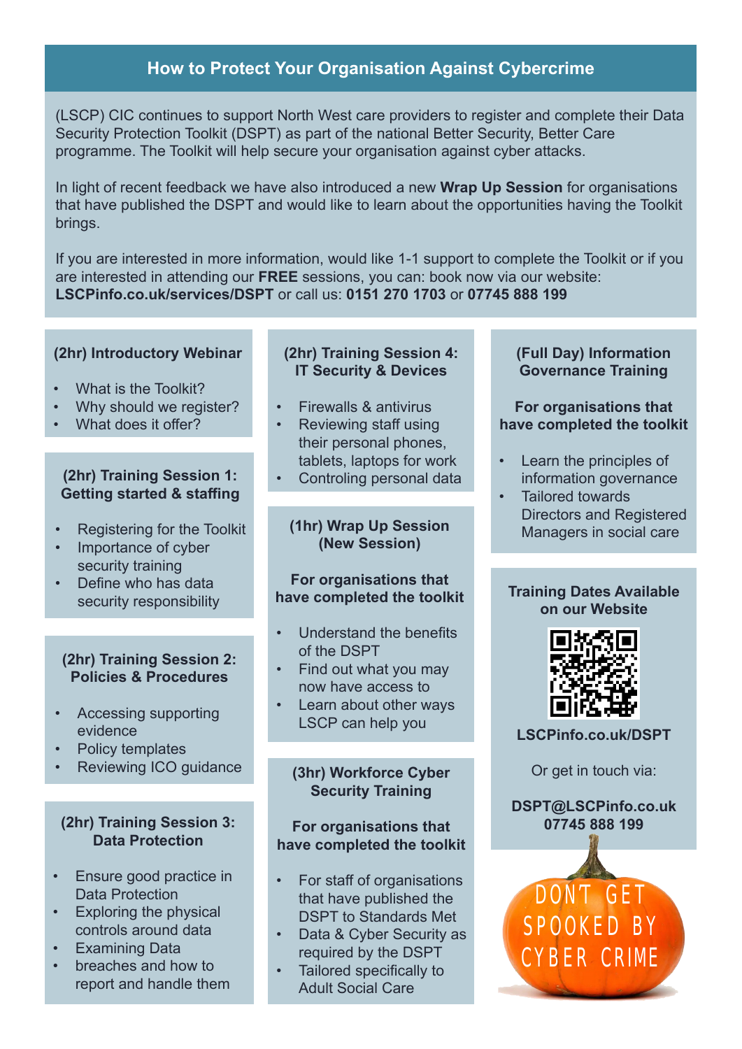# How to Protect Your Organisation Against Cybercrime

(LSCP) CIC continues to support North West care providers to register and complete their Data Security Protection Toolkit (DSPT) as part of the national Better Security, Better Care programme. The Toolkit will help secure your organisation against cyber attacks.

In light of recent feedback we have also introduced a new **Wrap Up Session** for organisations that have published the DSPT and would like to learn about the opportunities having the Toolkit brings.

If you are interested in more information, would like 1-1 support to complete the Toolkit or if you are interested in attending our **FREE** sessions, you can: book now via our website: **LSCPinfo.co.uk/services/DSPT** or call us: **0151 270 1703** or **07745 888 199**

### (2hr) Introductory Webinar

- What is the Toolkit?
- Why should we register?
- What does it offer?

### (2hr) Training Session 1: Getting started & staffing

- Registering for the Toolkit
- Importance of cyber security training
- Define who has data security responsibility

### (2hr) Training Session 2: Policies & Procedures

- Accessing supporting evidence
- Policy templates
- Reviewing ICO guidance

### (2hr) Training Session 3: Data Protection

- Ensure good practice in Data Protection
- Exploring the physical controls around data
- Examining Data
- breaches and how to report and handle them

### (2hr) Training Session 4: IT Security & Devices

- Firewalls & antivirus
- Reviewing staff using their personal phones, tablets, laptops for work
- Controling personal data

### (1hr) Wrap Up Session (New Session)

**For organisations that have completed the toolkit**

- Understand the benefits of the DSPT
- Find out what you may now have access to
- Learn about other ways LSCP can help you

### (3hr) Workforce Cyber Security Training

**For organisations that have completed the toolkit**

- For staff of organisations that have published the DSPT to Standards Met
- Data & Cyber Security as required by the DSPT
- Tailored specifically to Adult Social Care

### (Full Day) Information Governance Training

**For organisations that have completed the toolkit**

- Learn the principles of information governance
- Tailored towards Directors and Registered Managers in social care

### Training Dates Available on our Website

**LSCPinfo.co.uk/DSPT**

Or get in touch via:

**DSPT@LSCPinfo.co.uk**
**07745 888 199**

DON'T GET SPOOKED BY CYBER CRIME